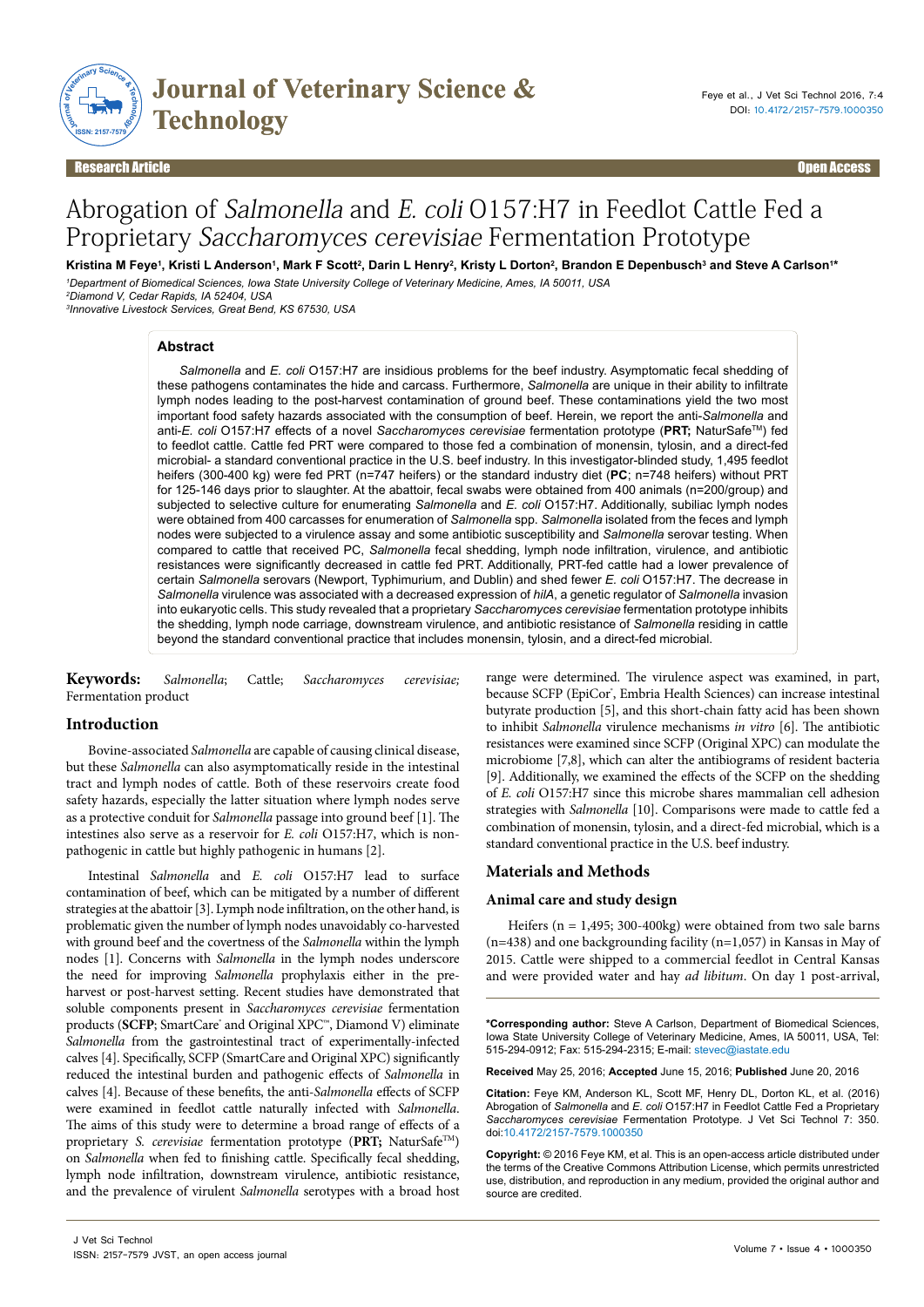**Research Article** **Open Access**

# Abrogation of *Salmonella* and *E. coli* O157:H7 in Feedlot Cattle Fed a Proprietary *Saccharomyces cerevisiae* Fermentation Prototype

**Kristina M Feye[1], Kristi L Anderson[1], Mark F Scott[2], Darin L Henry[2], Kristy L Dorton[2], Brandon E Depenbusch[3] and Steve A Carlson[1*]**

[1]*Department of Biomedical Sciences, Iowa State University College of Veterinary Medicine, Ames, IA 50011, USA*
[2]*Diamond V, Cedar Rapids, IA 52404, USA*
[3]*Innovative Livestock Services, Great Bend, KS 67530, USA*

## Abstract

*Salmonella* and *E. coli* O157:H7 are insidious problems for the beef industry. Asymptomatic fecal shedding of these pathogens contaminates the hide and carcass. Furthermore, *Salmonella* are unique in their ability to infiltrate lymph nodes leading to the post-harvest contamination of ground beef. These contaminations yield the two most important food safety hazards associated with the consumption of beef. Herein, we report the anti-*Salmonella* and anti-*E. coli* O157:H7 effects of a novel *Saccharomyces cerevisiae* fermentation prototype (**PRT;** NaturSafe™) fed to feedlot cattle. Cattle fed PRT were compared to those fed a combination of monensin, tylosin, and a direct-fed microbial- a standard conventional practice in the U.S. beef industry. In this investigator-blinded study, 1,495 feedlot heifers (300-400 kg) were fed PRT (n=747 heifers) or the standard industry diet (**PC**; n=748 heifers) without PRT for 125-146 days prior to slaughter. At the abattoir, fecal swabs were obtained from 400 animals (n=200/group) and subjected to selective culture for enumerating *Salmonella* and *E. coli* O157:H7. Additionally, subiliac lymph nodes were obtained from 400 carcasses for enumeration of *Salmonella* spp. *Salmonella* isolated from the feces and lymph nodes were subjected to a virulence assay and some antibiotic susceptibility and *Salmonella* serovar testing. When compared to cattle that received PC, *Salmonella* fecal shedding, lymph node infiltration, virulence, and antibiotic resistances were significantly decreased in cattle fed PRT. Additionally, PRT-fed cattle had a lower prevalence of certain *Salmonella* serovars (Newport, Typhimurium, and Dublin) and shed fewer *E. coli* O157:H7. The decrease in *Salmonella* virulence was associated with a decreased expression of *hilA*, a genetic regulator of *Salmonella* invasion into eukaryotic cells. This study revealed that a proprietary *Saccharomyces cerevisiae* fermentation prototype inhibits the shedding, lymph node carriage, downstream virulence, and antibiotic resistance of *Salmonella* residing in cattle beyond the standard conventional practice that includes monensin, tylosin, and a direct-fed microbial.

**Keywords:** *Salmonella*; Cattle; *Saccharomyces cerevisiae;* Fermentation product

## Introduction

Bovine-associated *Salmonella* are capable of causing clinical disease, but these *Salmonella* can also asymptomatically reside in the intestinal tract and lymph nodes of cattle. Both of these reservoirs create food safety hazards, especially the latter situation where lymph nodes serve as a protective conduit for *Salmonella* passage into ground beef [1]. The intestines also serve as a reservoir for *E. coli* O157:H7, which is non-pathogenic in cattle but highly pathogenic in humans [2].

Intestinal *Salmonella* and *E. coli* O157:H7 lead to surface contamination of beef, which can be mitigated by a number of different strategies at the abattoir [3]. Lymph node infiltration, on the other hand, is problematic given the number of lymph nodes unavoidably co-harvested with ground beef and the covertness of the *Salmonella* within the lymph nodes [1]. Concerns with *Salmonella* in the lymph nodes underscore the need for improving *Salmonella* prophylaxis either in the pre-harvest or post-harvest setting. Recent studies have demonstrated that soluble components present in *Saccharomyces cerevisiae* fermentation products (**SCFP**; SmartCare® and Original XPC™, Diamond V) eliminate *Salmonella* from the gastrointestinal tract of experimentally-infected calves [4]. Specifically, SCFP (SmartCare and Original XPC) significantly reduced the intestinal burden and pathogenic effects of *Salmonella* in calves [4]. Because of these benefits, the anti-*Salmonella* effects of SCFP were examined in feedlot cattle naturally infected with *Salmonella*. The aims of this study were to determine a broad range of effects of a proprietary *S. cerevisiae* fermentation prototype (**PRT;** NaturSafe™) on *Salmonella* when fed to finishing cattle. Specifically fecal shedding, lymph node infiltration, downstream virulence, antibiotic resistance, and the prevalence of virulent *Salmonella* serotypes with a broad host range were determined. The virulence aspect was examined, in part, because SCFP (EpiCor®, Embria Health Sciences) can increase intestinal butyrate production [5], and this short-chain fatty acid has been shown to inhibit *Salmonella* virulence mechanisms *in vitro* [6]. The antibiotic resistances were examined since SCFP (Original XPC) can modulate the microbiome [7,8], which can alter the antibiograms of resident bacteria [9]. Additionally, we examined the effects of the SCFP on the shedding of *E. coli* O157:H7 since this microbe shares mammalian cell adhesion strategies with *Salmonella* [10]. Comparisons were made to cattle fed a combination of monensin, tylosin, and a direct-fed microbial, which is a standard conventional practice in the U.S. beef industry.

## Materials and Methods

### Animal care and study design

Heifers (n = 1,495; 300-400kg) were obtained from two sale barns (n=438) and one backgrounding facility (n=1,057) in Kansas in May of 2015. Cattle were shipped to a commercial feedlot in Central Kansas and were provided water and hay *ad libitum*. On day 1 post-arrival,

---

**\*Corresponding author:** Steve A Carlson, Department of Biomedical Sciences, Iowa State University College of Veterinary Medicine, Ames, IA 50011, USA, Tel: 515-294-0912; Fax: 515-294-2315; E-mail: stevec@iastate.edu

**Received** May 25, 2016; **Accepted** June 15, 2016; **Published** June 20, 2016

**Citation:** Feye KM, Anderson KL, Scott MF, Henry DL, Dorton KL, et al. (2016) Abrogation of *Salmonella* and *E. coli* O157:H7 in Feedlot Cattle Fed a Proprietary *Saccharomyces cerevisiae* Fermentation Prototype. J Vet Sci Technol 7: 350. doi:10.4172/2157-7579.1000350

**Copyright:** © 2016 Feye KM, et al. This is an open-access article distributed under the terms of the Creative Commons Attribution License, which permits unrestricted use, distribution, and reproduction in any medium, provided the original author and source are credited.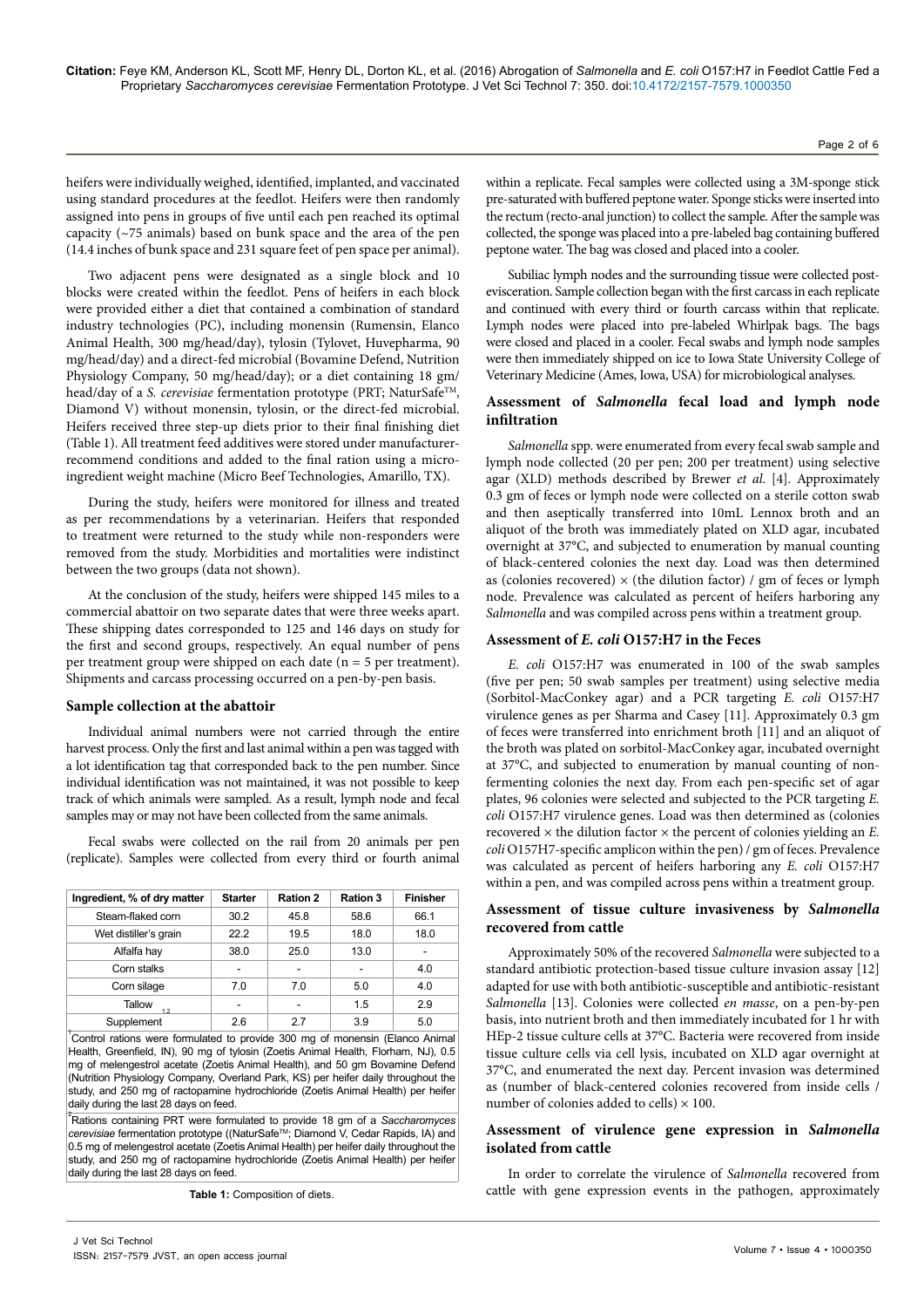heifers were individually weighed, identified, implanted, and vaccinated using standard procedures at the feedlot. Heifers were then randomly assigned into pens in groups of five until each pen reached its optimal capacity (~75 animals) based on bunk space and the area of the pen (14.4 inches of bunk space and 231 square feet of pen space per animal).

Two adjacent pens were designated as a single block and 10 blocks were created within the feedlot. Pens of heifers in each block were provided either a diet that contained a combination of standard industry technologies (PC), including monensin (Rumensin, Elanco Animal Health, 300 mg/head/day), tylosin (Tylovet, Huvepharma, 90 mg/head/day) and a direct-fed microbial (Bovamine Defend, Nutrition Physiology Company, 50 mg/head/day); or a diet containing 18 gm/head/day of a *S. cerevisiae* fermentation prototype (PRT; NaturSafe™, Diamond V) without monensin, tylosin, or the direct-fed microbial. Heifers received three step-up diets prior to their final finishing diet (Table 1). All treatment feed additives were stored under manufacturer-recommend conditions and added to the final ration using a micro-ingredient weight machine (Micro Beef Technologies, Amarillo, TX).

During the study, heifers were monitored for illness and treated as per recommendations by a veterinarian. Heifers that responded to treatment were returned to the study while non-responders were removed from the study. Morbidities and mortalities were indistinct between the two groups (data not shown).

At the conclusion of the study, heifers were shipped 145 miles to a commercial abattoir on two separate dates that were three weeks apart. These shipping dates corresponded to 125 and 146 days on study for the first and second groups, respectively. An equal number of pens per treatment group were shipped on each date (n = 5 per treatment). Shipments and carcass processing occurred on a pen-by-pen basis.

### Sample collection at the abattoir

Individual animal numbers were not carried through the entire harvest process. Only the first and last animal within a pen was tagged with a lot identification tag that corresponded back to the pen number. Since individual identification was not maintained, it was not possible to keep track of which animals were sampled. As a result, lymph node and fecal samples may or may not have been collected from the same animals.

Fecal swabs were collected on the rail from 20 animals per pen (replicate). Samples were collected from every third or fourth animal within a replicate. Fecal samples were collected using a 3M-sponge stick pre-saturated with buffered peptone water. Sponge sticks were inserted into the rectum (recto-anal junction) to collect the sample. After the sample was collected, the sponge was placed into a pre-labeled bag containing buffered peptone water. The bag was closed and placed in a cooler.

Subiliac lymph nodes and the surrounding tissue were collected post-evisceration. Sample collection began with the first carcass in each replicate and continued with every third or fourth carcass within that replicate. Lymph nodes were placed into pre-labeled Whirlpak bags. The bags were closed and placed in a cooler. Fecal swabs and lymph node samples were then immediately shipped on ice to Iowa State University College of Veterinary Medicine (Ames, Iowa, USA) for microbiological analyses.

| Ingredient, % of dry matter | Starter | Ration 2 | Ration 3 | Finisher |
|---|---|---|---|---|
| Steam-flaked corn | 30.2 | 45.8 | 58.6 | 66.1 |
| Wet distiller's grain | 22.2 | 19.5 | 18.0 | 18.0 |
| Alfalfa hay | 38.0 | 25.0 | 13.0 | - |
| Corn stalks | - | - | - | 4.0 |
| Corn silage | 7.0 | 7.0 | 5.0 | 4.0 |
| Tallow [1,2] | - | - | 1.5 | 2.9 |
| Supplement | 2.6 | 2.7 | 3.9 | 5.0 |

[1] Control rations were formulated to provide 300 mg of monensin (Elanco Animal Health, Greenfield, IN), 90 mg of tylosin (Zoetis Animal Health, Florham, NJ), 0.5 mg of melengestrol acetate (Zoetis Animal Health), and 50 gm Bovamine Defend (Nutrition Physiology Company, Overland Park, KS) per heifer daily throughout the study, and 250 mg of ractopamine hydrochloride (Zoetis Animal Health) per heifer daily during the last 28 days on feed.

[2] Rations containing PRT were formulated to provide 18 gm of a *Saccharomyces cerevisiae* fermentation prototype ((NaturSafe™; Diamond V, Cedar Rapids, IA) and 0.5 mg of melengestrol acetate (Zoetis Animal Health) per heifer daily throughout the study, and 250 mg of ractopamine hydrochloride (Zoetis Animal Health) per heifer daily during the last 28 days on feed.

**Table 1:** Composition of diets.

### Assessment of *Salmonella* fecal load and lymph node infiltration

*Salmonella* spp. were enumerated from every fecal swab sample and lymph node collected (20 per pen; 200 per treatment) using selective agar (XLD) methods described by Brewer *et al*. [4]. Approximately 0.3 gm of feces or lymph node were collected on a sterile cotton swab and then aseptically transferred into 10mL Lennox broth and an aliquot of the broth was immediately plated on XLD agar, incubated overnight at 37°C, and subjected to enumeration by manual counting of black-centered colonies the next day. Load was then determined as (colonies recovered) × (the dilution factor) / gm of feces or lymph node. Prevalence was calculated as percent of heifers harboring any *Salmonella* and was compiled across pens within a treatment group.

### Assessment of *E. coli* O157:H7 in the Feces

*E. coli* O157:H7 was enumerated in 100 of the swab samples (five per pen; 50 swab samples per treatment) using selective media (Sorbitol-MacConkey agar) and a PCR targeting *E. coli* O157:H7 virulence genes as per Sharma and Casey [11]. Approximately 0.3 gm of feces were transferred into enrichment broth [11] and an aliquot of the broth was plated on sorbitol-MacConkey agar, incubated overnight at 37°C, and subjected to enumeration by manual counting of non-fermenting colonies the next day. From each pen-specific set of agar plates, 96 colonies were selected and subjected to the PCR targeting *E. coli* O157:H7 virulence genes. Load was then determined as (colonies recovered × the dilution factor × the percent of colonies yielding an *E. coli* O157H7-specific amplicon within the pen) / gm of feces. Prevalence was calculated as percent of heifers harboring any *E. coli* O157:H7 within a pen, and was compiled across pens within a treatment group.

### Assessment of tissue culture invasiveness by *Salmonella* recovered from cattle

Approximately 50% of the recovered *Salmonella* were subjected to a standard antibiotic protection-based tissue culture invasion assay [12] adapted for use with both antibiotic-susceptible and antibiotic-resistant *Salmonella* [13]. Colonies were collected *en masse*, on a pen-by-pen basis, into nutrient broth and then immediately incubated for 1 hr with HEp-2 tissue culture cells at 37°C. Bacteria were recovered from inside tissue culture cells via cell lysis, incubated on XLD agar overnight at 37°C, and enumerated the next day. Percent invasion was determined as (number of black-centered colonies recovered from inside cells / number of colonies added to cells) × 100.

### Assessment of virulence gene expression in *Salmonella* isolated from cattle

In order to correlate the virulence of *Salmonella* recovered from cattle with gene expression events in the pathogen, approximately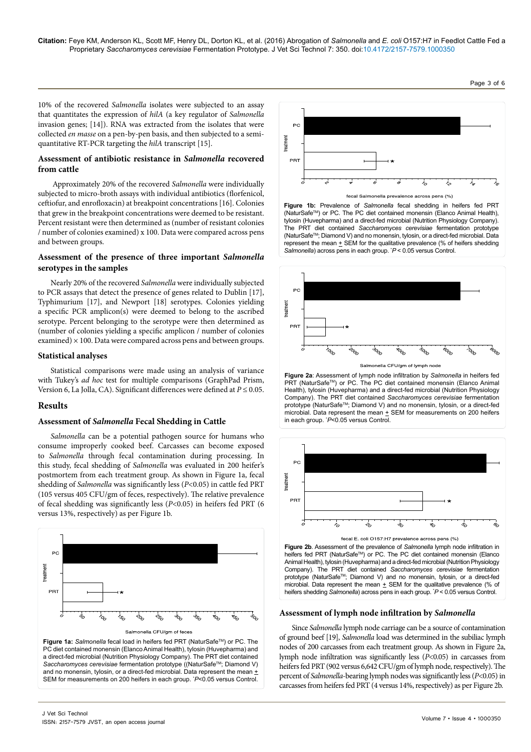10% of the recovered *Salmonella* isolates were subjected to an assay that quantitates the expression of *hilA* (a key regulator of *Salmonella* invasion genes; [14]). RNA was extracted from the isolates that were collected *en masse* on a pen-by-pen basis, and then subjected to a semi-quantitative RT-PCR targeting the *hilA* transcript [15].

### Assessment of antibiotic resistance in *Salmonella* recovered from cattle

Approximately 20% of the recovered *Salmonella* were individually subjected to micro-broth assays with individual antibiotics (florfenicol, ceftiofur, and enrofloxacin) at breakpoint concentrations [16]. Colonies that grew in the breakpoint concentrations were deemed to be resistant. Percent resistant were then determined as (number of resistant colonies / number of colonies examined) x 100. Data were compared across pens and between groups.

### Assessment of the presence of three important *Salmonella* serotypes in the samples

Nearly 20% of the recovered *Salmonella* were individually subjected to PCR assays that detect the presence of genes related to Dublin [17], Typhimurium [17], and Newport [18] serotypes. Colonies yielding a specific PCR amplicon(s) were deemed to belong to the ascribed serotype. Percent belonging to the serotype were then determined as (number of colonies yielding a specific amplicon / number of colonies examined) × 100. Data were compared across pens and between groups.

### Statistical analyses

Statistical comparisons were made using an analysis of variance with Tukey's *ad hoc* test for multiple comparisons (GraphPad Prism, Version 6, La Jolla, CA). Significant differences were defined at $P \leq 0.05$.

## Results

### Assessment of *Salmonella* Fecal Shedding in Cattle

*Salmonella* can be a potential pathogen source for humans who consume improperly cooked beef. Carcasses can become exposed to *Salmonella* through fecal contamination during processing. In this study, fecal shedding of *Salmonella* was evaluated in 200 heifer's postmortem from each treatment group. As shown in Figure 1a, fecal shedding of *Salmonella* was significantly less ($P<0.05$) in cattle fed PRT (105 versus 405 CFU/gm of feces, respectively). The relative prevalence of fecal shedding was significantly less ($P<0.05$) in heifers fed PRT (6 versus 13%, respectively) as per Figure 1b.

**Figure 1a:** *Salmonella* fecal load in heifers fed PRT (NaturSafe™) or PC. The PC diet contained monensin (Elanco Animal Health), tylosin (Huvepharma) and a direct-fed microbial (Nutrition Physiology Company). The PRT diet contained *Saccharomyces cerevisiae* fermentation prototype ((NaturSafe™; Diamond V) and no monensin, tylosin, or a direct-fed microbial. Data represent the mean ± SEM for measurements on 200 heifers in each group. *$P$<0.05 versus Control.

**Figure 1b:** Prevalence of *Salmonella* fecal shedding in heifers fed PRT (NaturSafe™) or PC. The PC diet contained monensin (Elanco Animal Health), tylosin (Huvepharma) and a direct-fed microbial (Nutrition Physiology Company). The PRT diet contained *Saccharomyces cerevisiae* fermentation prototype (NaturSafe™; Diamond V) and no monensin, tylosin, or a direct-fed microbial. Data represent the mean ± SEM for the qualitative prevalence (% of heifers shedding *Salmonella*) across pens in each group. *$P$ < 0.05 versus Control.

**Figure 2a**: Assessment of lymph node infiltration by *Salmonella* in heifers fed PRT (NaturSafe™) or PC. The PC diet contained monensin (Elanco Animal Health), tylosin (Huvepharma) and a direct-fed microbial (Nutrition Physiology Company). The PRT diet contained *Saccharomyces cerevisiae* fermentation prototype (NaturSafe™; Diamond V) and no monensin, tylosin, or a direct-fed microbial. Data represent the mean ± SEM for measurements on 200 heifers in each group. *$P$<0.05 versus Control.

**Figure 2b**. Assessment of the prevalence of *Salmonella* lymph node infiltration in heifers fed PRT (NaturSafe™) or PC. The PC diet contained monensin (Elanco Animal Health), tylosin (Huvepharma) and a direct-fed microbial (Nutrition Physiology Company). The PRT diet contained *Saccharomyces cerevisiae* fermentation prototype (NaturSafe™; Diamond V) and no monensin, tylosin, or a direct-fed microbial. Data represent the mean ± SEM for the qualitative prevalence (% of heifers shedding *Salmonella*) across pens in each group. *$P$ < 0.05 versus Control.

### Assessment of lymph node infiltration by *Salmonella*

Since *Salmonella* lymph node carriage can be a source of contamination of ground beef [19], *Salmonella* load was determined in the subiliac lymph nodes of 200 carcasses from each treatment group. As shown in Figure 2a, lymph node infiltration was significantly less ($P<0.05$) in carcasses from heifers fed PRT (902 versus 6,642 CFU/gm of lymph node, respectively). The percent of *Salmonella*-bearing lymph nodes was significantly less ($P<0.05$) in carcasses from heifers fed PRT (4 versus 14%, respectively) as per Figure 2b.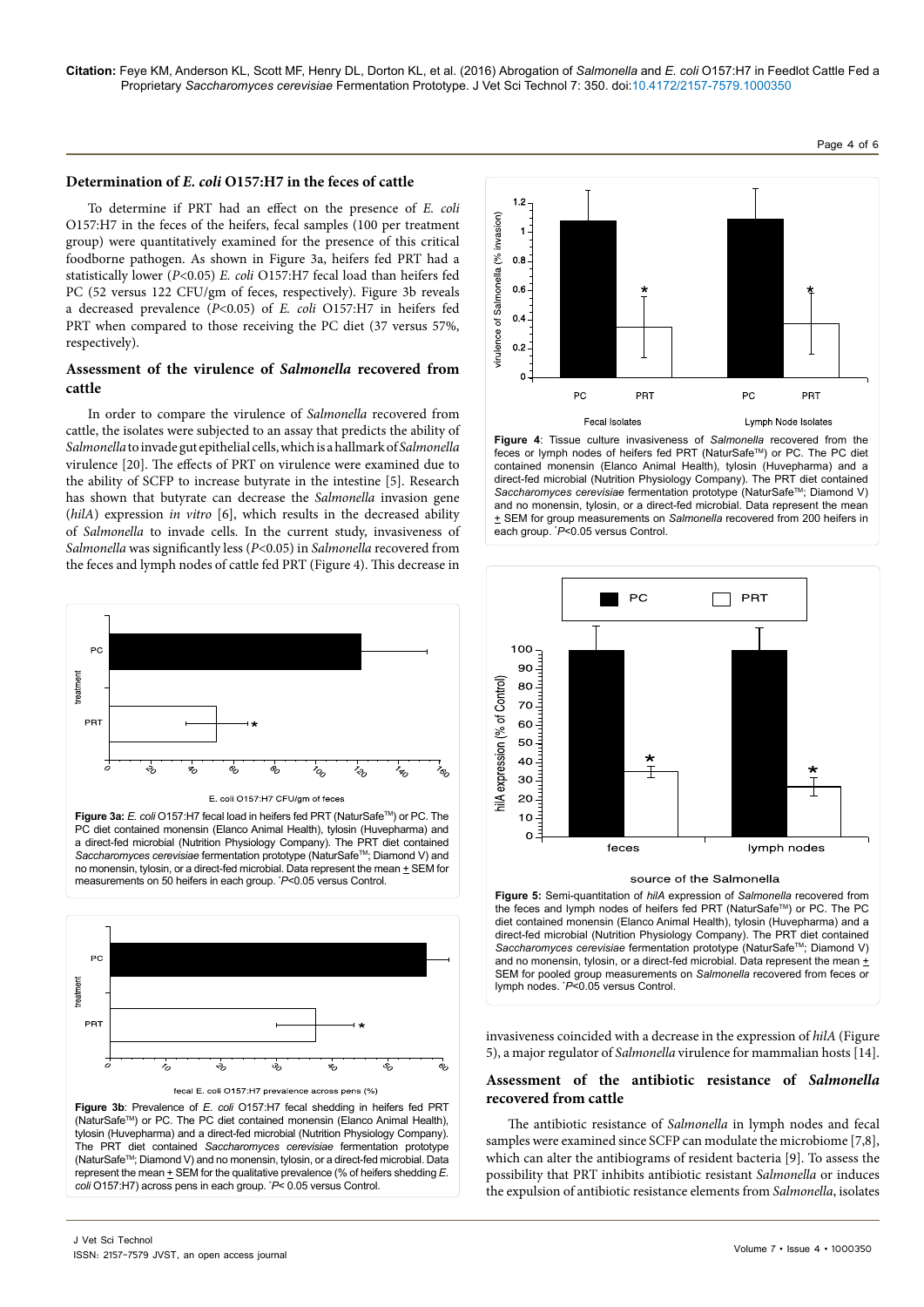### Determination of *E. coli* O157:H7 in the feces of cattle

To determine if PRT had an effect on the presence of *E. coli* O157:H7 in the feces of the heifers, fecal samples (100 per treatment group) were quantitatively examined for the presence of this critical foodborne pathogen. As shown in Figure 3a, heifers fed PRT had a statistically lower ($P<0.05$) *E. coli* O157:H7 fecal load than heifers fed PC (52 versus 122 CFU/gm of feces, respectively). Figure 3b reveals a decreased prevalence ($P<0.05$) of *E. coli* O157:H7 in heifers fed PRT when compared to those receiving the PC diet (37 versus 57%, respectively).

### Assessment of the virulence of *Salmonella* recovered from cattle

In order to compare the virulence of *Salmonella* recovered from cattle, the isolates were subjected to an assay that predicts the ability of *Salmonella* to invade gut epithelial cells, which is a hallmark of *Salmonella* virulence [20]. The effects of PRT on virulence were examined due to the ability of SCFP to increase butyrate in the intestine [5]. Research has shown that butyrate can decrease the *Salmonella* invasion gene (*hilA*) expression *in vitro* [6], which results in the decreased ability of *Salmonella* to invade cells. In the current study, invasiveness of *Salmonella* was significantly less ($P<0.05$) in *Salmonella* recovered from the feces and lymph nodes of cattle fed PRT (Figure 4). This decrease in invasiveness coincided with a decrease in the expression of *hilA* (Figure 5), a major regulator of *Salmonella* virulence for mammalian hosts [14].

**Figure 3a:** *E. coli* O157:H7 fecal load in heifers fed PRT (NaturSafe™) or PC. The PC diet contained monensin (Elanco Animal Health), tylosin (Huvepharma) and a direct-fed microbial (Nutrition Physiology Company). The PRT diet contained *Saccharomyces cerevisiae* fermentation prototype (NaturSafe™; Diamond V) and no monensin, tylosin, or a direct-fed microbial. Data represent the mean ± SEM for measurements on 50 heifers in each group. *$P<0.05$ versus Control.

**Figure 3b**: Prevalence of *E. coli* O157:H7 fecal shedding in heifers fed PRT (NaturSafe™) or PC. The PC diet contained monensin (Elanco Animal Health), tylosin (Huvepharma) and a direct-fed microbial (Nutrition Physiology Company). The PRT diet contained *Saccharomyces cerevisiae* fermentation prototype (NaturSafe™; Diamond V) and no monensin, tylosin, or a direct-fed microbial. Data represent the mean ± SEM for the qualitative prevalence (% of heifers shedding *E. coli* O157:H7) across pens (% of heifers shedding *E. coli* O157:H7) across pens in each group. *$P<0.05$ versus Control.

**Figure 4**: Tissue culture invasiveness of *Salmonella* recovered from the feces or lymph nodes of heifers fed PRT (NaturSafe™) or PC. The PC diet contained monensin (Elanco Animal Health), tylosin (Huvepharma) and a direct-fed microbial (Nutrition Physiology Company). The PRT diet contained *Saccharomyces cerevisiae* fermentation prototype (NaturSafe™; Diamond V) and no monensin, tylosin, or a direct-fed microbial. Data represent the mean ± SEM for group measurements on *Salmonella* recovered from 200 heifers in each group. *$P<0.05$ versus Control.

**Figure 5:** Semi-quantitation of *hilA* expression of *Salmonella* recovered from the feces and lymph nodes of heifers fed PRT (NaturSafe™) or PC. The PC diet contained monensin (Elanco Animal Health), tylosin (Huvepharma) and a direct-fed microbial (Nutrition Physiology Company). The PRT diet contained *Saccharomyces cerevisiae* fermentation prototype (NaturSafe™; Diamond V) and no monensin, tylosin, or a direct-fed microbial. Data represent the mean ± SEM for pooled group measurements on *Salmonella* recovered from feces or lymph nodes. *$P<0.05$ versus Control.

### Assessment of the antibiotic resistance of *Salmonella* recovered from cattle

The antibiotic resistance of *Salmonella* in lymph nodes and fecal samples were examined since SCFP can modulate the microbiome [7,8], which can alter the antibiograms of resident bacteria [9]. To assess the possibility that PRT inhibits antibiotic resistant *Salmonella* or induces the expulsion of antibiotic resistance elements from *Salmonella*, isolates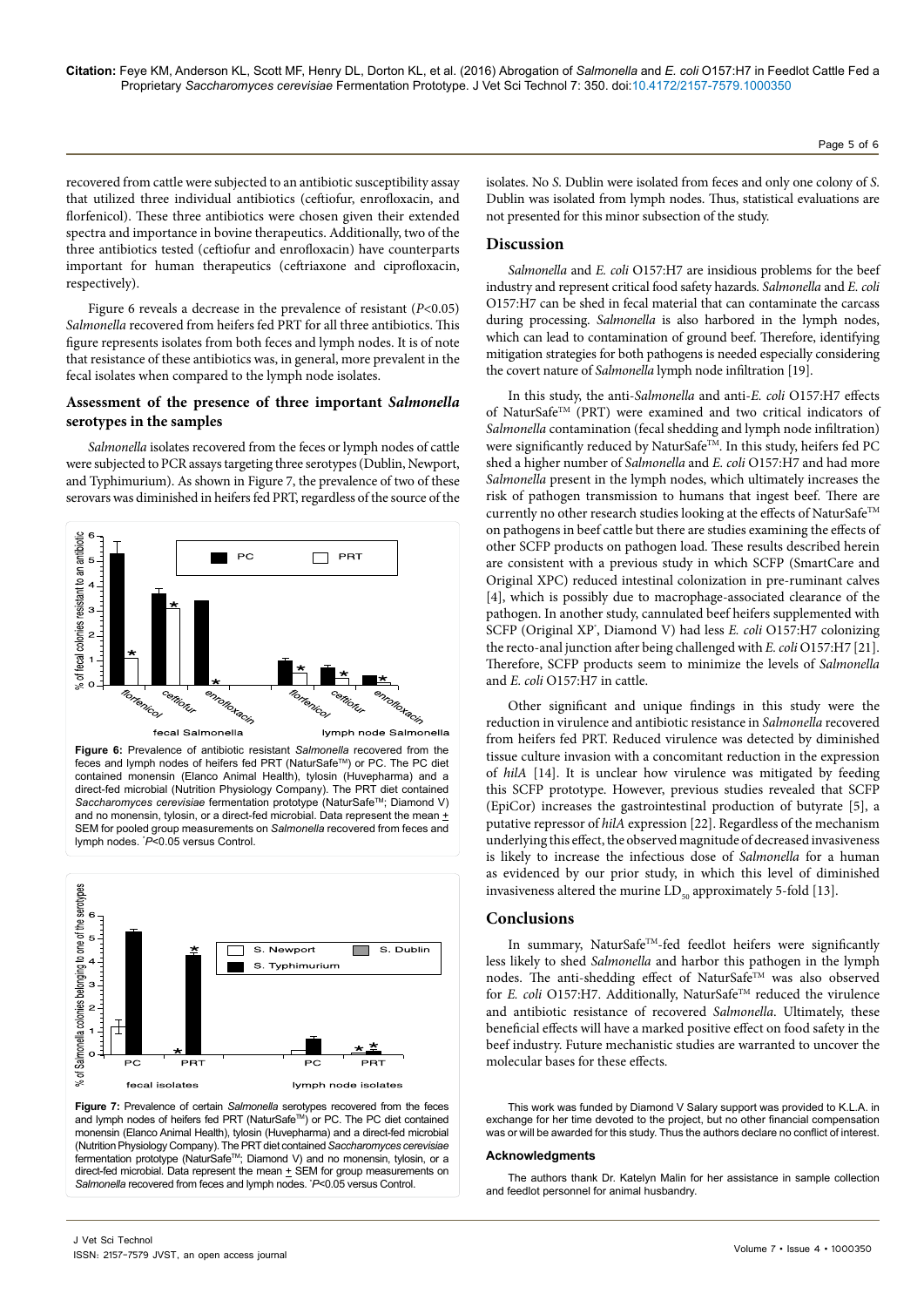recovered from cattle were subjected to an antibiotic susceptibility assay that utilized three individual antibiotics (ceftiofur, enrofloxacin, and florfenicol). These three antibiotics were chosen given their extended spectra and importance in bovine therapeutics. Additionally, two of the three antibiotics tested (ceftiofur and enrofloxacin) have counterparts important for human therapeutics (ceftriaxone and ciprofloxacin, respectively).

Figure 6 reveals a decrease in the prevalence of resistant ($P<0.05$) *Salmonella* recovered from heifers fed PRT for all three antibiotics. This figure represents isolates from both feces and lymph nodes. It is of note that resistance of these antibiotics was, in general, more prevalent in the fecal isolates when compared to the lymph node isolates.

### Assessment of the presence of three important *Salmonella* serotypes in the samples

*Salmonella* isolates recovered from the feces or lymph nodes of cattle were subjected to PCR assays targeting three serotypes (Dublin, Newport, and Typhimurium). As shown in Figure 7, the prevalence of two of these serovars was diminished in heifers fed PRT, regardless of the source of the isolates. No *S.* Dublin were isolated from feces and only one colony of *S.* Dublin was isolated from lymph nodes. Thus, statistical evaluations are not presented for this minor subsection of the study.

**Figure 6:** Prevalence of antibiotic resistant *Salmonella* recovered from the feces and lymph nodes of heifers fed PRT (NaturSafe™) or PC. The PC diet contained monensin (Elanco Animal Health), tylosin (Huvepharma) and a direct-fed microbial (Nutrition Physiology Company). The PRT diet contained *Saccharomyces cerevisiae* fermentation prototype (NaturSafe™; Diamond V) and no monensin, tylosin, or a direct-fed microbial. Data represent the mean ± SEM for pooled group measurements on *Salmonella* recovered from feces and lymph nodes. *P<0.05 versus Control.

**Figure 7:** Prevalence of certain *Salmonella* serotypes recovered from the feces and lymph nodes of heifers fed PRT (NaturSafe™) or PC. The PC diet contained monensin (Elanco Animal Health), tylosin (Huvepharma) and a direct-fed microbial (Nutrition Physiology Company). The PRT diet contained *Saccharomyces cerevisiae* fermentation prototype (NaturSafe™; Diamond V) and no monensin, tylosin, or a direct-fed microbial. Data represent the mean ± SEM for group measurements on *Salmonella* recovered from feces and lymph nodes. *P<0.05 versus Control.

## Discussion

*Salmonella* and *E. coli* O157:H7 are insidious problems for the beef industry and represent critical food safety hazards. *Salmonella* and *E. coli* O157:H7 can be shed in fecal material that can contaminate the carcass during processing. *Salmonella* is also harbored in the lymph nodes, which can lead to contamination of ground beef. Therefore, identifying mitigation strategies for both pathogens is needed especially considering the covert nature of *Salmonella* lymph node infiltration [19].

In this study, the anti-*Salmonella* and anti-*E. coli* O157:H7 effects of NaturSafe™ (PRT) were examined and two critical indicators of *Salmonella* contamination (fecal shedding and lymph node infiltration) were significantly reduced by NaturSafe™. In this study, heifers fed PC shed a higher number of *Salmonella* and *E. coli* O157:H7 and had more *Salmonella* present in the lymph nodes, which ultimately increases the risk of pathogen transmission to humans that ingest beef. There are currently no other research studies looking at the effects of NaturSafe™ on pathogens in beef cattle but there are studies examining the effects of other SCFP products on pathogen load. These results described herein are consistent with a previous study in which SCFP (SmartCare and Original XPC) reduced intestinal colonization in pre-ruminant calves [4], which is possibly due to macrophage-associated clearance of the pathogen. In another study, cannulated beef heifers supplemented with SCFP (Original XP®, Diamond V) had less *E. coli* O157:H7 colonizing the recto-anal junction after being challenged with *E. coli* O157:H7 [21]. Therefore, SCFP products seem to minimize the levels of *Salmonella* and *E. coli* O157:H7 in cattle.

Other significant and unique findings in this study were the reduction in virulence and antibiotic resistance in *Salmonella* recovered from heifers fed PRT. Reduced virulence was detected by diminished tissue culture invasion with a concomitant reduction in the expression of *hilA* [14]. It is unclear how virulence was mitigated by feeding this SCFP prototype. However, previous studies revealed that SCFP (EpiCor) increases the gastrointestinal production of butyrate [5], a putative repressor of *hilA* expression [22]. Regardless of the mechanism underlying this effect, the observed magnitude of decreased invasiveness is likely to increase the infectious dose of *Salmonella* for a human as evidenced by our prior study, in which this level of diminished invasiveness altered the murine $LD_{50}$ approximately 5-fold [13].

## Conclusions

In summary, NaturSafe™-fed feedlot heifers were significantly less likely to shed *Salmonella* and harbor this pathogen in the lymph nodes. The anti-shedding effect of NaturSafe™ was also observed for *E. coli* O157:H7. Additionally, NaturSafe™ reduced the virulence and antibiotic resistance of recovered *Salmonella*. Ultimately, these beneficial effects will have a marked positive effect on food safety in the beef industry. Future mechanistic studies are warranted to uncover the molecular bases for these effects.

This work was funded by Diamond V Salary support was provided to K.L.A. in exchange for her time devoted to the project, but no other financial compensation was or will be awarded for this study. Thus the authors declare no conflict of interest.

### Acknowledgments

The authors thank Dr. Katelyn Malin for her assistance in sample collection and feedlot personnel for animal husbandry.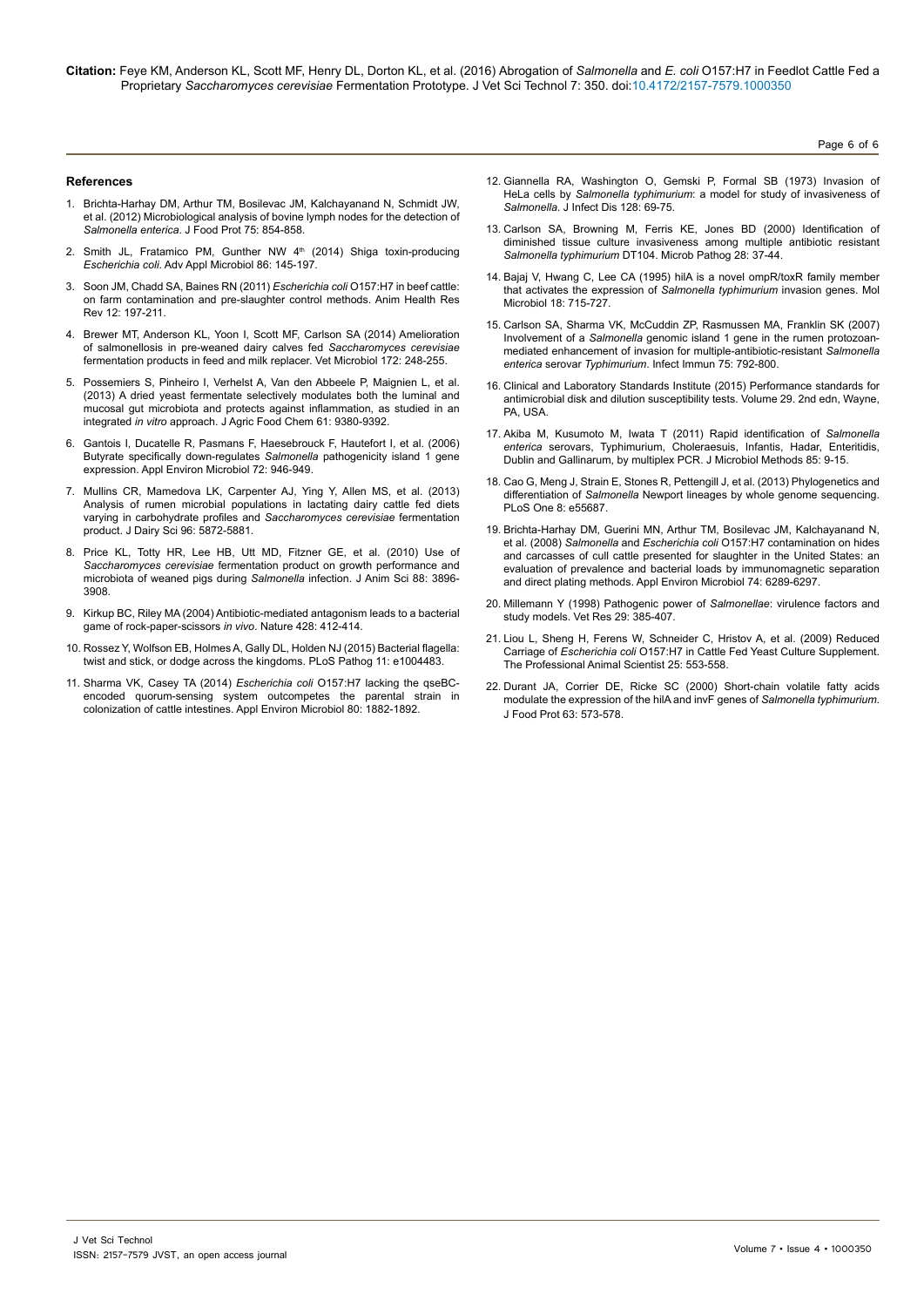## References

1. Brichta-Harhay DM, Arthur TM, Bosilevac JM, Kalchayanand N, Schmidt JW, et al. (2012) Microbiological analysis of bovine lymph nodes for the detection of *Salmonella enterica*. J Food Prot 75: 854-858.

2. Smith JL, Fratamico PM, Gunther NW 4th (2014) Shiga toxin-producing *Escherichia coli*. Adv Appl Microbiol 86: 145-197.

3. Soon JM, Chadd SA, Baines RN (2011) *Escherichia coli* O157:H7 in beef cattle: on farm contamination and pre-slaughter control methods. Anim Health Res Rev 12: 197-211.

4. Brewer MT, Anderson KL, Yoon I, Scott MF, Carlson SA (2014) Amelioration of salmonellosis in pre-weaned dairy calves fed *Saccharomyces cerevisiae* fermentation products in feed and milk replacer. Vet Microbiol 172: 248-255.

5. Possemiers S, Pinheiro I, Verhelst A, Van den Abbeele P, Maignien L, et al. (2013) A dried yeast fermentate selectively modulates both the luminal and mucosal gut microbiota and protects against inflammation, as studied in an integrated *in vitro* approach. J Agric Food Chem 61: 9380-9392.

6. Gantois I, Ducatelle R, Pasmans F, Haesebrouck F, Hautefort I, et al. (2006) Butyrate specifically down-regulates *Salmonella* pathogenicity island 1 gene expression. Appl Environ Microbiol 72: 946-949.

7. Mullins CR, Mamedova LK, Carpenter AJ, Ying Y, Allen MS, et al. (2013) Analysis of rumen microbial populations in lactating dairy cattle fed diets varying in carbohydrate profiles and *Saccharomyces cerevisiae* fermentation product. J Dairy Sci 96: 5872-5881.

8. Price KL, Totty HR, Lee HB, Utt MD, Fitzner GE, et al. (2010) Use of *Saccharomyces cerevisiae* fermentation product on growth performance and microbiota of weaned pigs during *Salmonella* infection. J Anim Sci 88: 3896-3908.

9. Kirkup BC, Riley MA (2004) Antibiotic-mediated antagonism leads to a bacterial game of rock-paper-scissors *in vivo*. Nature 428: 412-414.

10. Rossez Y, Wolfson EB, Holmes A, Gally DL, Holden NJ (2015) Bacterial flagella: twist and stick, or dodge across the kingdoms. PLoS Pathog 11: e1004483.

11. Sharma VK, Casey TA (2014) *Escherichia coli* O157:H7 lacking the qseBC-encoded quorum-sensing system outcompetes the parental strain in colonization of cattle intestines. Appl Environ Microbiol 80: 1882-1892.

12. Giannella RA, Washington O, Gemski P, Formal SB (1973) Invasion of HeLa cells by *Salmonella typhimurium*: a model for study of invasiveness of *Salmonella*. J Infect Dis 128: 69-75.

13. Carlson SA, Browning M, Ferris KE, Jones BD (2000) Identification of diminished tissue culture invasiveness among multiple antibiotic resistant *Salmonella typhimurium* DT104. Microb Pathog 28: 37-44.

14. Bajaj V, Hwang C, Lee CA (1995) hilA is a novel ompR/toxR family member that activates the expression of *Salmonella typhimurium* invasion genes. Mol Microbiol 18: 715-727.

15. Carlson SA, Sharma VK, McCuddin ZP, Rasmussen MA, Franklin SK (2007) Involvement of a *Salmonella* genomic island 1 gene in the rumen protozoan-mediated enhancement of invasion for multiple-antibiotic-resistant *Salmonella enterica* serovar *Typhimurium*. Infect Immun 75: 792-800.

16. Clinical and Laboratory Standards Institute (2015) Performance standards for antimicrobial disk and dilution susceptibility tests. Volume 29. 2nd edn, Wayne, PA, USA.

17. Akiba M, Kusumoto M, Iwata T (2011) Rapid identification of *Salmonella enterica* serovars, Typhimurium, Choleraesuis, Infantis, Hadar, Enteritidis, Dublin and Gallinarum, by multiplex PCR. J Microbiol Methods 85: 9-15.

18. Cao G, Meng J, Strain E, Stones R, Pettengill J, et al. (2013) Phylogenetics and differentiation of *Salmonella* Newport lineages by whole genome sequencing. PLoS One 8: e55687.

19. Brichta-Harhay DM, Guerini MN, Arthur TM, Bosilevac JM, Kalchayanand N, et al. (2008) *Salmonella* and *Escherichia coli* O157:H7 contamination on hides and carcasses of cull cattle presented for slaughter in the United States: an evaluation of prevalence and bacterial loads by immunomagnetic separation and direct plating methods. Appl Environ Microbiol 74: 6289-6297.

20. Millemann Y (1998) Pathogenic power of *Salmonellae*: virulence factors and study models. Vet Res 29: 385-407.

21. Liou L, Sheng H, Ferens W, Schneider C, Hristov A, et al. (2009) Reduced Carriage of *Escherichia coli* O157:H7 in Cattle Fed Yeast Culture Supplement. The Professional Animal Scientist 25: 553-558.

22. Durant JA, Corrier DE, Ricke SC (2000) Short-chain volatile fatty acids modulate the expression of the hilA and invF genes of *Salmonella typhimurium*. J Food Prot 63: 573-578.